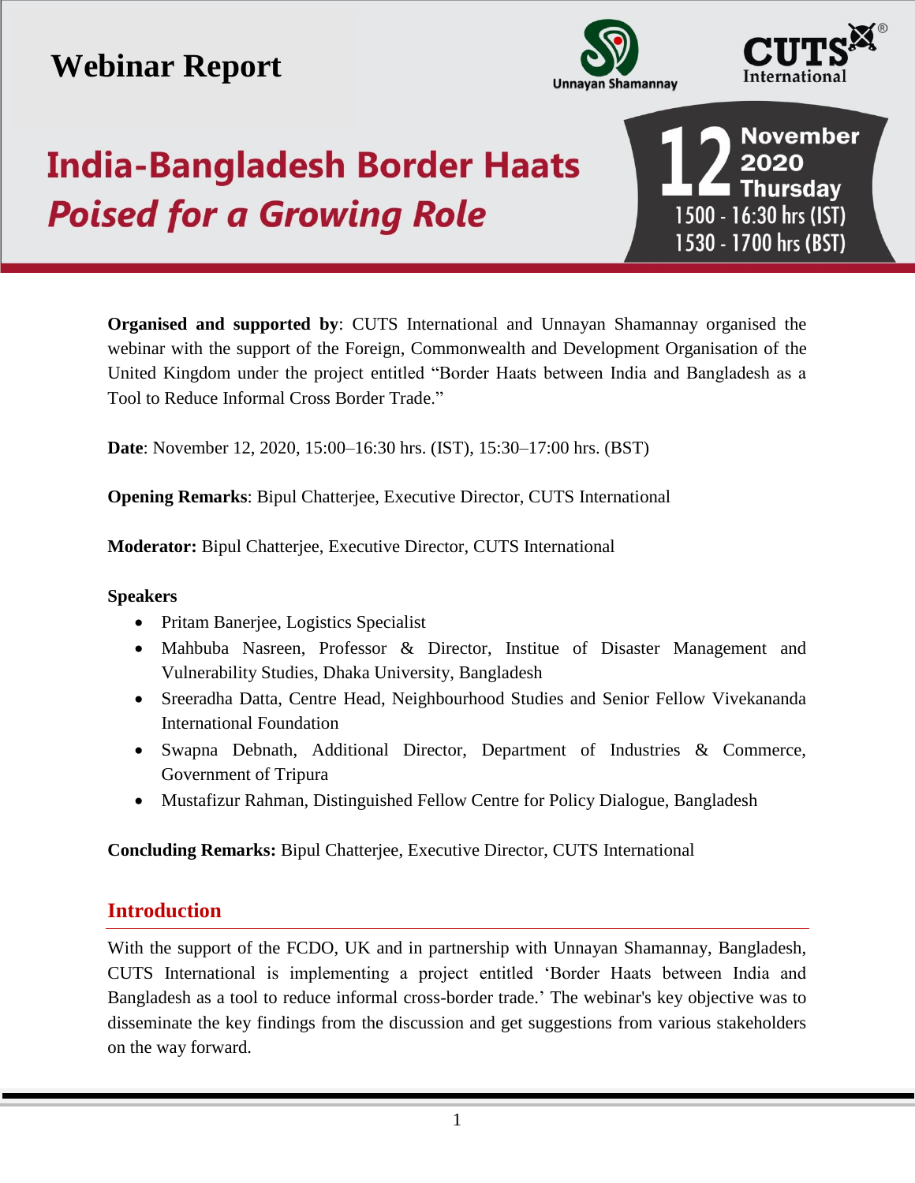# Webinar Report

Unnayan Shamannay

CUTS International

## India-Bangladesh Border Haats *Poised for a Growing Role*

12 November 2020 Thursday
1500 - 16:30 hrs (IST)
1530 - 1700 hrs (BST)

**Organised and supported by**: CUTS International and Unnayan Shamannay organised the webinar with the support of the Foreign, Commonwealth and Development Organisation of the United Kingdom under the project entitled "Border Haats between India and Bangladesh as a Tool to Reduce Informal Cross Border Trade."

**Date**: November 12, 2020, 15:00–16:30 hrs. (IST), 15:30–17:00 hrs. (BST)

**Opening Remarks**: Bipul Chatterjee, Executive Director, CUTS International

**Moderator:** Bipul Chatterjee, Executive Director, CUTS International

**Speakers**

- Pritam Banerjee, Logistics Specialist
- Mahbuba Nasreen, Professor & Director, Institue of Disaster Management and Vulnerability Studies, Dhaka University, Bangladesh
- Sreeradha Datta, Centre Head, Neighbourhood Studies and Senior Fellow Vivekananda International Foundation
- Swapna Debnath, Additional Director, Department of Industries & Commerce, Government of Tripura
- Mustafizur Rahman, Distinguished Fellow Centre for Policy Dialogue, Bangladesh

**Concluding Remarks:** Bipul Chatterjee, Executive Director, CUTS International

## Introduction

With the support of the FCDO, UK and in partnership with Unnayan Shamannay, Bangladesh, CUTS International is implementing a project entitled 'Border Haats between India and Bangladesh as a tool to reduce informal cross-border trade.' The webinar's key objective was to disseminate the key findings from the discussion and get suggestions from various stakeholders on the way forward.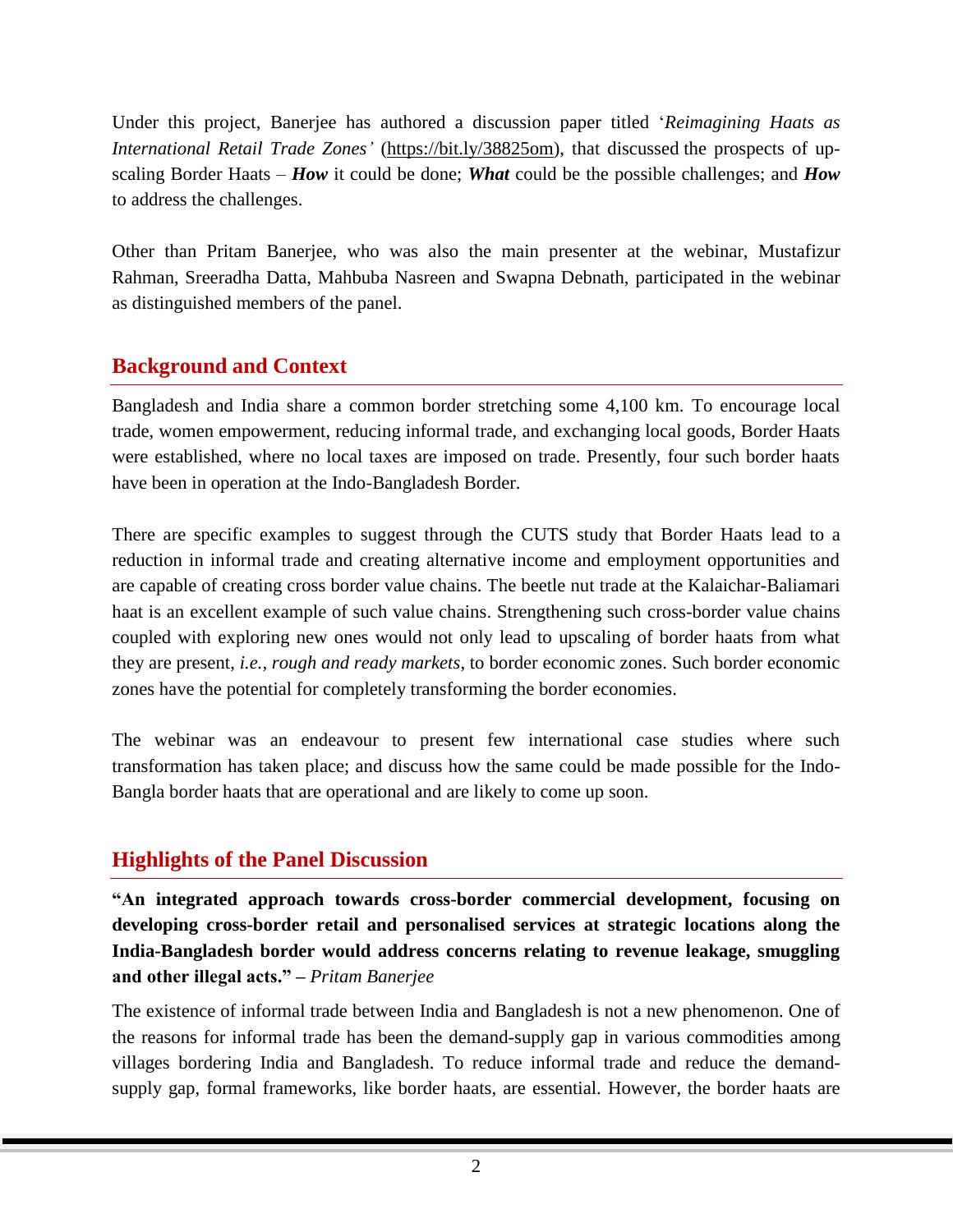Under this project, Banerjee has authored a discussion paper titled '*Reimagining Haats as International Retail Trade Zones'* (https://bit.ly/38825om), that discussed the prospects of up-scaling Border Haats – ***How*** it could be done; ***What*** could be the possible challenges; and ***How*** to address the challenges.

Other than Pritam Banerjee, who was also the main presenter at the webinar, Mustafizur Rahman, Sreeradha Datta, Mahbuba Nasreen and Swapna Debnath, participated in the webinar as distinguished members of the panel.

## Background and Context

Bangladesh and India share a common border stretching some 4,100 km. To encourage local trade, women empowerment, reducing informal trade, and exchanging local goods, Border Haats were established, where no local taxes are imposed on trade. Presently, four such border haats have been in operation at the Indo-Bangladesh Border.

There are specific examples to suggest through the CUTS study that Border Haats lead to a reduction in informal trade and creating alternative income and employment opportunities and are capable of creating cross border value chains. The beetle nut trade at the Kalaichar-Baliamari haat is an excellent example of such value chains. Strengthening such cross-border value chains coupled with exploring new ones would not only lead to upscaling of border haats from what they are present, *i.e.*, *rough and ready markets*, to border economic zones. Such border economic zones have the potential for completely transforming the border economies.

The webinar was an endeavour to present few international case studies where such transformation has taken place; and discuss how the same could be made possible for the Indo-Bangla border haats that are operational and are likely to come up soon.

## Highlights of the Panel Discussion

**"An integrated approach towards cross-border commercial development, focusing on developing cross-border retail and personalised services at strategic locations along the India-Bangladesh border would address concerns relating to revenue leakage, smuggling and other illegal acts." –** *Pritam Banerjee*

The existence of informal trade between India and Bangladesh is not a new phenomenon. One of the reasons for informal trade has been the demand-supply gap in various commodities among villages bordering India and Bangladesh. To reduce informal trade and reduce the demand-supply gap, formal frameworks, like border haats, are essential. However, the border haats are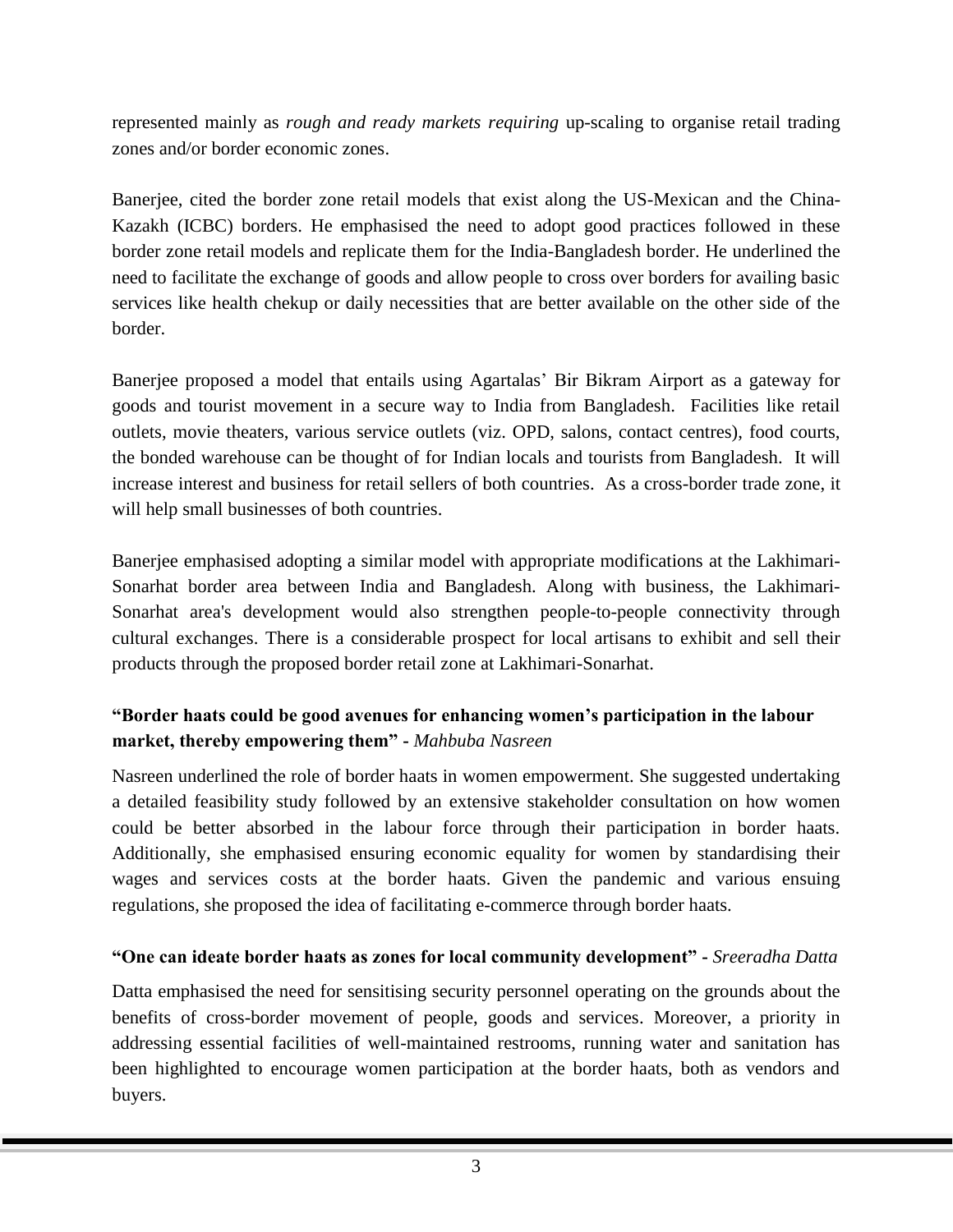represented mainly as *rough and ready markets requiring* up-scaling to organise retail trading zones and/or border economic zones.

Banerjee, cited the border zone retail models that exist along the US-Mexican and the China-Kazakh (ICBC) borders. He emphasised the need to adopt good practices followed in these border zone retail models and replicate them for the India-Bangladesh border. He underlined the need to facilitate the exchange of goods and allow people to cross over borders for availing basic services like health chekup or daily necessities that are better available on the other side of the border.

Banerjee proposed a model that entails using Agartalas' Bir Bikram Airport as a gateway for goods and tourist movement in a secure way to India from Bangladesh. Facilities like retail outlets, movie theaters, various service outlets (viz. OPD, salons, contact centres), food courts, the bonded warehouse can be thought of for Indian locals and tourists from Bangladesh. It will increase interest and business for retail sellers of both countries. As a cross-border trade zone, it will help small businesses of both countries.

Banerjee emphasised adopting a similar model with appropriate modifications at the Lakhimari-Sonarhat border area between India and Bangladesh. Along with business, the Lakhimari-Sonarhat area's development would also strengthen people-to-people connectivity through cultural exchanges. There is a considerable prospect for local artisans to exhibit and sell their products through the proposed border retail zone at Lakhimari-Sonarhat.

**"Border haats could be good avenues for enhancing women's participation in the labour market, thereby empowering them"** - *Mahbuba Nasreen*

Nasreen underlined the role of border haats in women empowerment. She suggested undertaking a detailed feasibility study followed by an extensive stakeholder consultation on how women could be better absorbed in the labour force through their participation in border haats. Additionally, she emphasised ensuring economic equality for women by standardising their wages and services costs at the border haats. Given the pandemic and various ensuing regulations, she proposed the idea of facilitating e-commerce through border haats.

**"One can ideate border haats as zones for local community development"** - *Sreeradha Datta*

Datta emphasised the need for sensitising security personnel operating on the grounds about the benefits of cross-border movement of people, goods and services. Moreover, a priority in addressing essential facilities of well-maintained restrooms, running water and sanitation has been highlighted to encourage women participation at the border haats, both as vendors and buyers.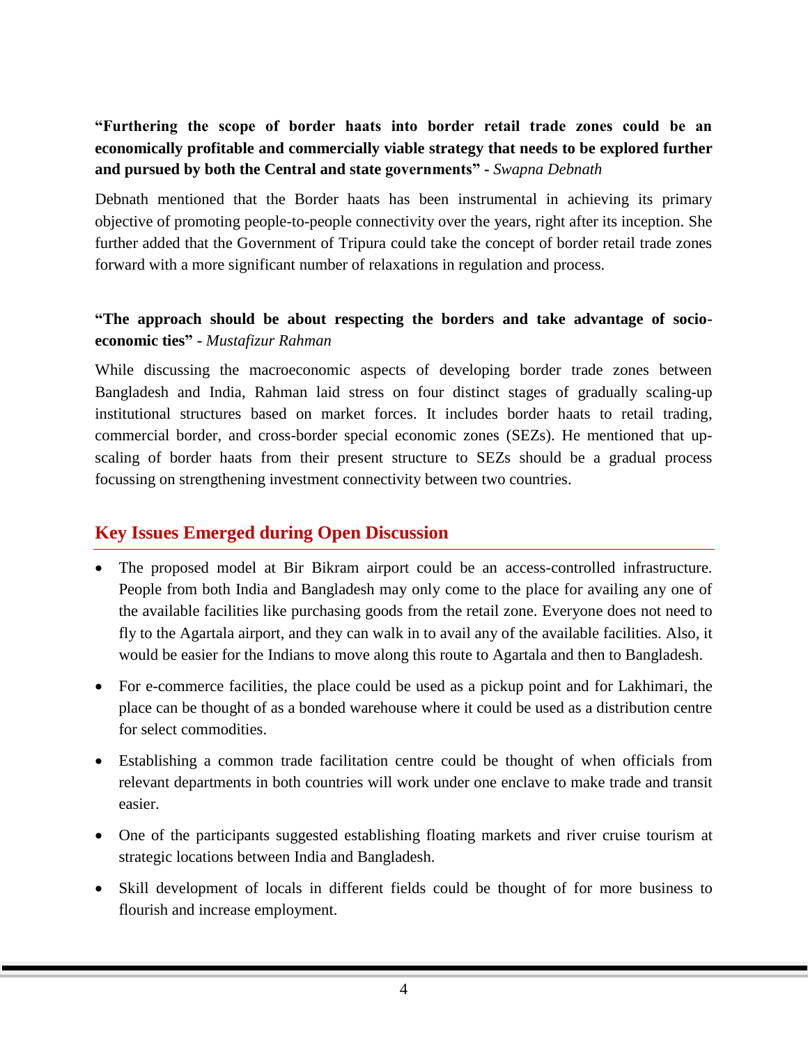**"Furthering the scope of border haats into border retail trade zones could be an economically profitable and commercially viable strategy that needs to be explored further and pursued by both the Central and state governments" -** *Swapna Debnath*

Debnath mentioned that the Border haats has been instrumental in achieving its primary objective of promoting people-to-people connectivity over the years, right after its inception. She further added that the Government of Tripura could take the concept of border retail trade zones forward with a more significant number of relaxations in regulation and process.

**"The approach should be about respecting the borders and take advantage of socio-economic ties" -** *Mustafizur Rahman*

While discussing the macroeconomic aspects of developing border trade zones between Bangladesh and India, Rahman laid stress on four distinct stages of gradually scaling-up institutional structures based on market forces. It includes border haats to retail trading, commercial border, and cross-border special economic zones (SEZs). He mentioned that up-scaling of border haats from their present structure to SEZs should be a gradual process focussing on strengthening investment connectivity between two countries.

## Key Issues Emerged during Open Discussion

- The proposed model at Bir Bikram airport could be an access-controlled infrastructure. People from both India and Bangladesh may only come to the place for availing any one of the available facilities like purchasing goods from the retail zone. Everyone does not need to fly to the Agartala airport, and they can walk in to avail any of the available facilities. Also, it would be easier for the Indians to move along this route to Agartala and then to Bangladesh.
- For e-commerce facilities, the place could be used as a pickup point and for Lakhimari, the place can be thought of as a bonded warehouse where it could be used as a distribution centre for select commodities.
- Establishing a common trade facilitation centre could be thought of when officials from relevant departments in both countries will work under one enclave to make trade and transit easier.
- One of the participants suggested establishing floating markets and river cruise tourism at strategic locations between India and Bangladesh.
- Skill development of locals in different fields could be thought of for more business to flourish and increase employment.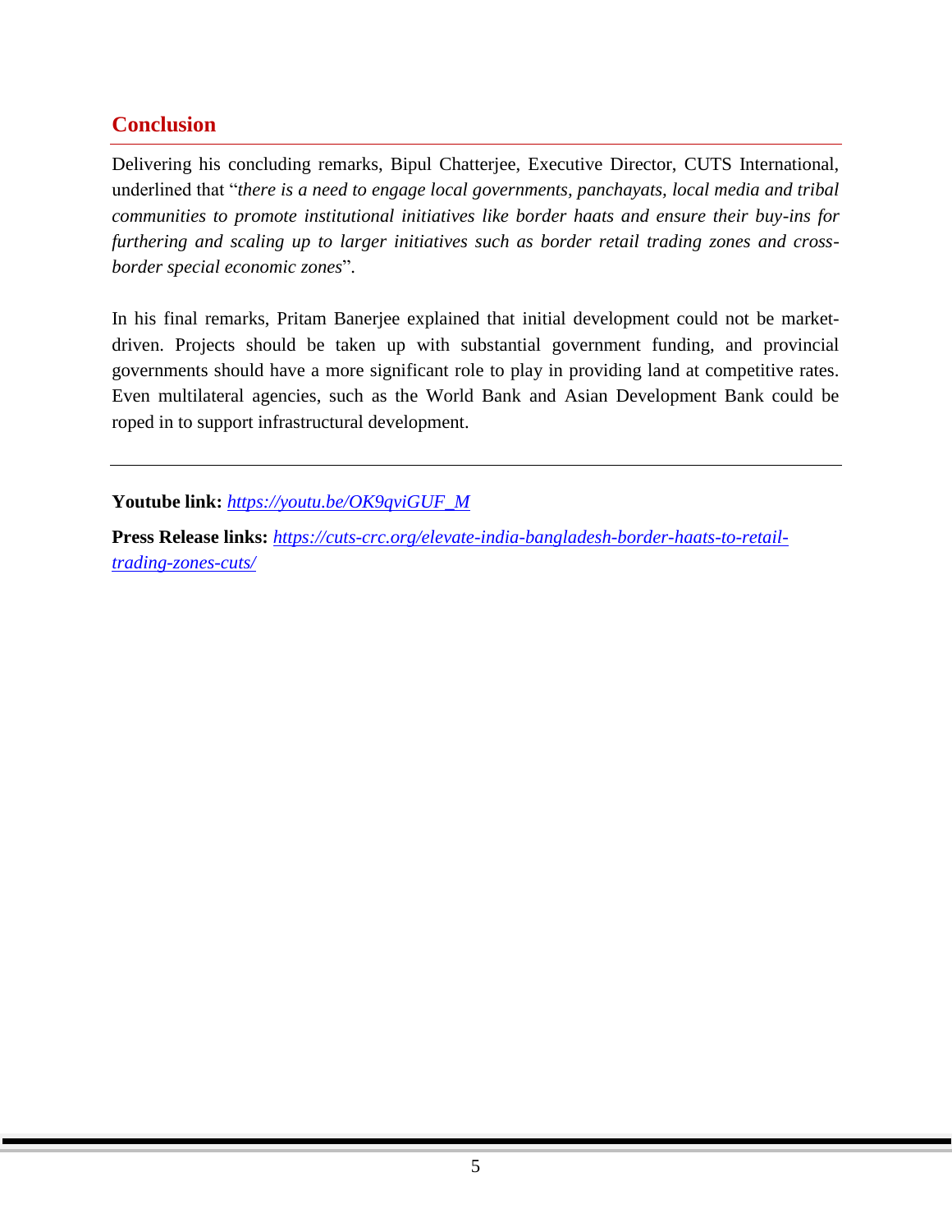## Conclusion

Delivering his concluding remarks, Bipul Chatterjee, Executive Director, CUTS International, underlined that "*there is a need to engage local governments, panchayats, local media and tribal communities to promote institutional initiatives like border haats and ensure their buy-ins for furthering and scaling up to larger initiatives such as border retail trading zones and cross-border special economic zones*".

In his final remarks, Pritam Banerjee explained that initial development could not be market-driven. Projects should be taken up with substantial government funding, and provincial governments should have a more significant role to play in providing land at competitive rates. Even multilateral agencies, such as the World Bank and Asian Development Bank could be roped in to support infrastructural development.

---

**Youtube link:** *https://youtu.be/OK9qviGUF_M*

**Press Release links:** *https://cuts-crc.org/elevate-india-bangladesh-border-haats-to-retail-trading-zones-cuts/*